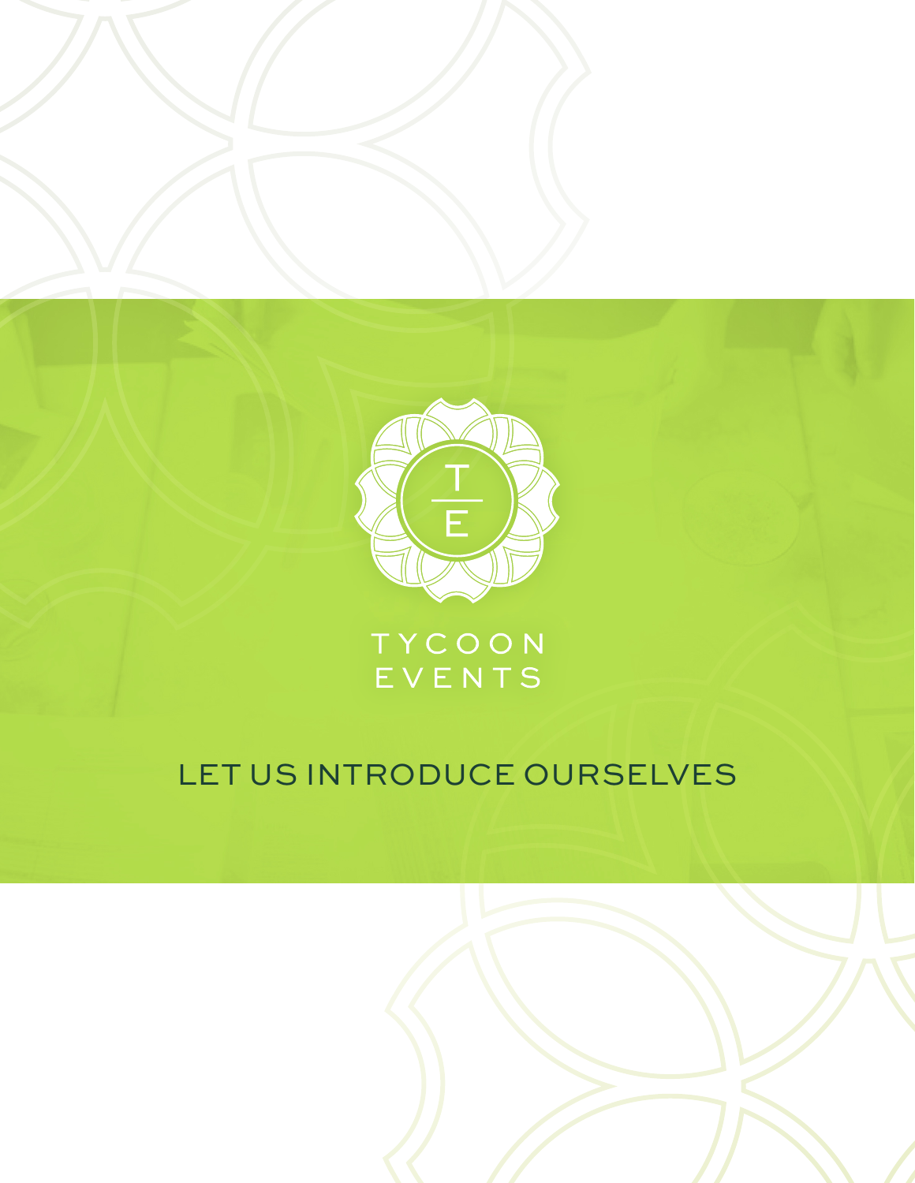T
E

# TYCOON EVENTS

## LET US INTRODUCE OURSELVES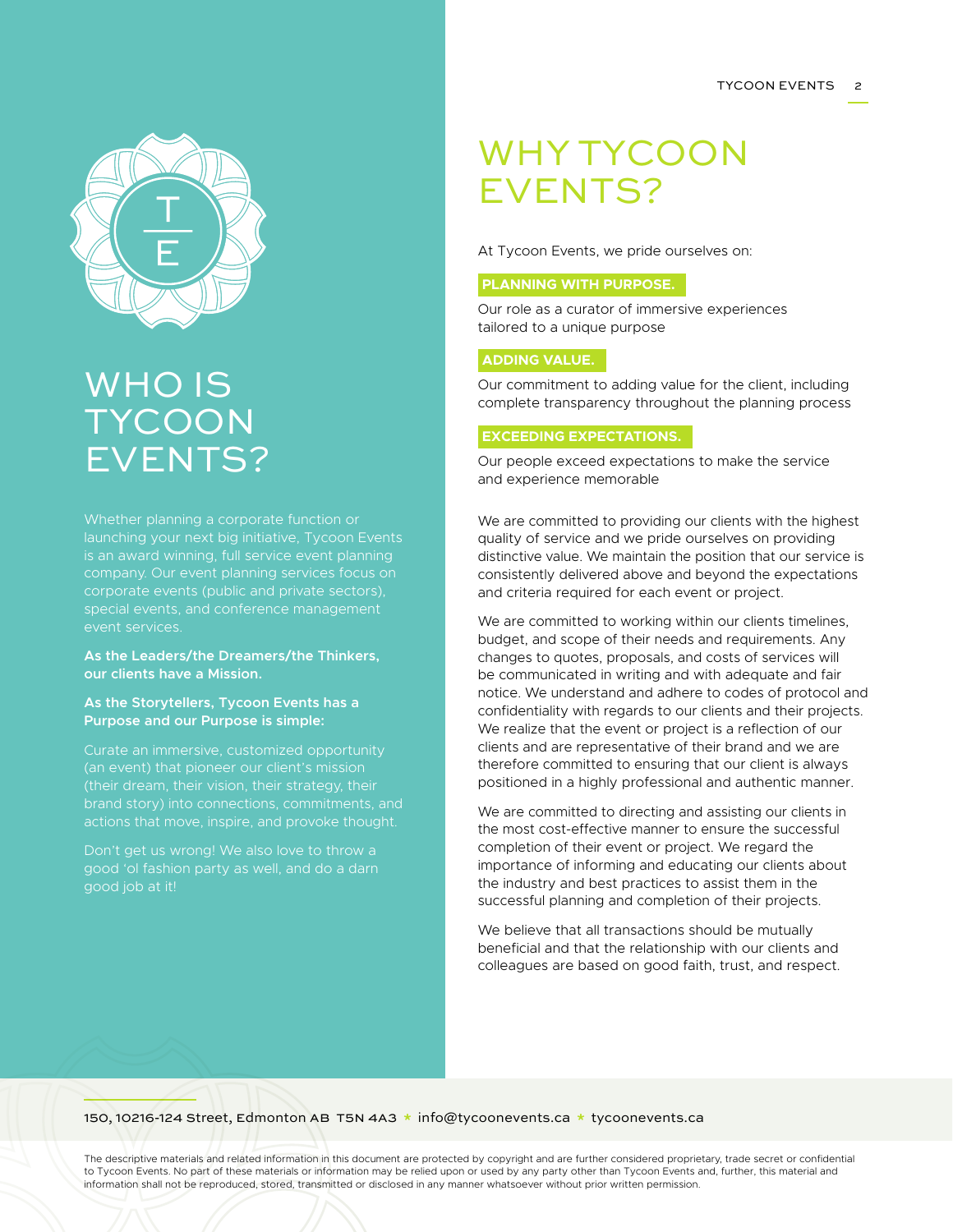# WHO IS TYCOON EVENTS?

Whether planning a corporate function or launching your next big initiative, Tycoon Events is an award winning, full service event planning company. Our event planning services focus on corporate events (public and private sectors), special events, and conference management event services.

**As the Leaders/the Dreamers/the Thinkers, our clients have a Mission.**

**As the Storytellers, Tycoon Events has a Purpose and our Purpose is simple:**

Curate an immersive, customized opportunity (an event) that pioneer our client's mission (their dream, their vision, their strategy, their brand story) into connections, commitments, and actions that move, inspire, and provoke thought.

Don't get us wrong! We also love to throw a good 'ol fashion party as well, and do a darn good job at it!

# WHY TYCOON EVENTS?

At Tycoon Events, we pride ourselves on:

**PLANNING WITH PURPOSE.**

Our role as a curator of immersive experiences tailored to a unique purpose

**ADDING VALUE.**

Our commitment to adding value for the client, including complete transparency throughout the planning process

**EXCEEDING EXPECTATIONS.**

Our people exceed expectations to make the service and experience memorable

We are committed to providing our clients with the highest quality of service and we pride ourselves on providing distinctive value. We maintain the position that our service is consistently delivered above and beyond the expectations and criteria required for each event or project.

We are committed to working within our clients timelines, budget, and scope of their needs and requirements. Any changes to quotes, proposals, and costs of services will be communicated in writing and with adequate and fair notice. We understand and adhere to codes of protocol and confidentiality with regards to our clients and their projects. We realize that the event or project is a reflection of our clients and are representative of their brand and we are therefore committed to ensuring that our client is always positioned in a highly professional and authentic manner.

We are committed to directing and assisting our clients in the most cost-effective manner to ensure the successful completion of their event or project. We regard the importance of informing and educating our clients about the industry and best practices to assist them in the successful planning and completion of their projects.

We believe that all transactions should be mutually beneficial and that the relationship with our clients and colleagues are based on good faith, trust, and respect.

150, 10216-124 Street, Edmonton AB T5N 4A3 * info@tycoonevents.ca * tycoonevents.ca

The descriptive materials and related information in this document are protected by copyright and are further considered proprietary, trade secret or confidential to Tycoon Events. No part of these materials or information may be relied upon or used by any party other than Tycoon Events and, further, this material and information shall not be reproduced, stored, transmitted or disclosed in any manner whatsoever without prior written permission.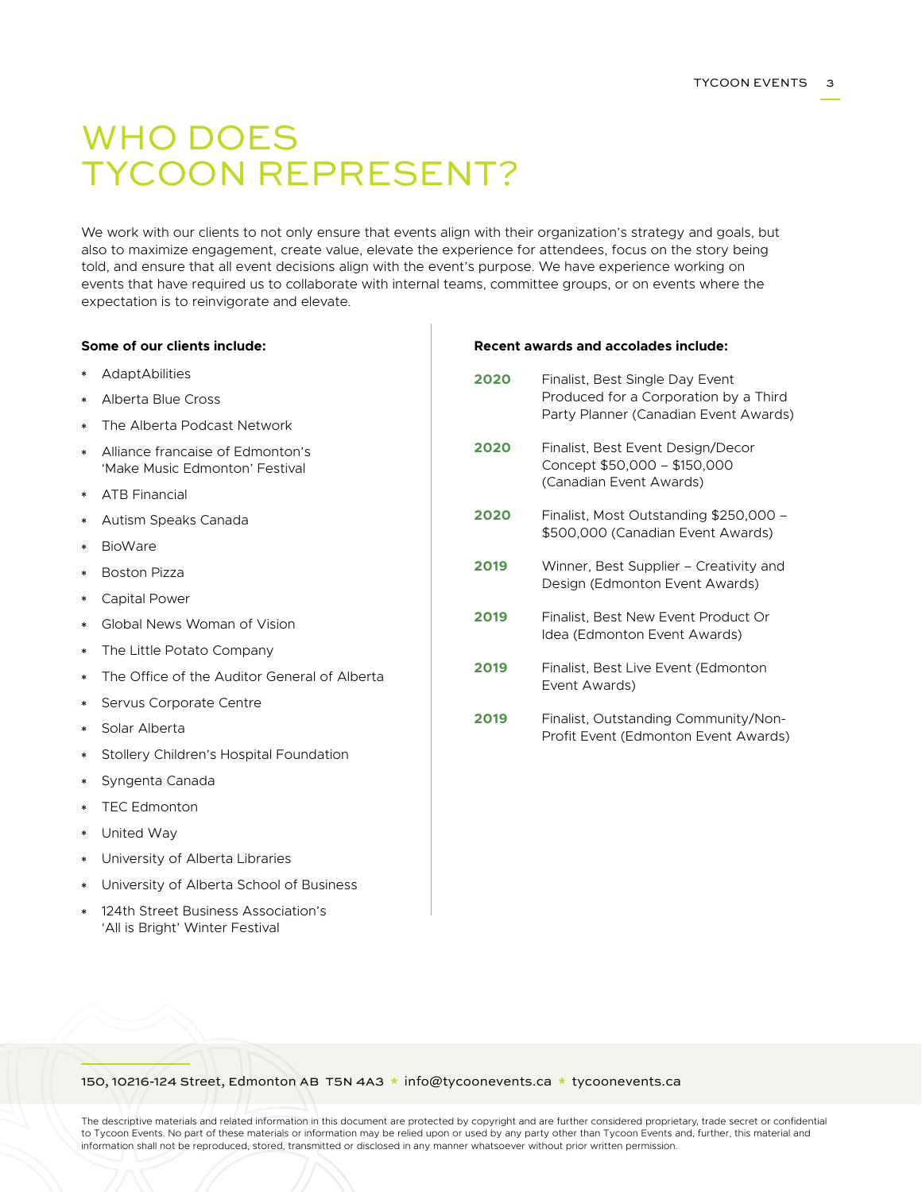# WHO DOES TYCOON REPRESENT?

We work with our clients to not only ensure that events align with their organization's strategy and goals, but also to maximize engagement, create value, elevate the experience for attendees, focus on the story being told, and ensure that all event decisions align with the event's purpose. We have experience working on events that have required us to collaborate with internal teams, committee groups, or on events where the expectation is to reinvigorate and elevate.

**Some of our clients include:**

- AdaptAbilities
- Alberta Blue Cross
- The Alberta Podcast Network
- Alliance francaise of Edmonton's 'Make Music Edmonton' Festival
- ATB Financial
- Autism Speaks Canada
- BioWare
- Boston Pizza
- Capital Power
- Global News Woman of Vision
- The Little Potato Company
- The Office of the Auditor General of Alberta
- Servus Corporate Centre
- Solar Alberta
- Stollery Children's Hospital Foundation
- Syngenta Canada
- TEC Edmonton
- United Way
- University of Alberta Libraries
- University of Alberta School of Business
- 124th Street Business Association's 'All is Bright' Winter Festival

**Recent awards and accolades include:**

**2020** Finalist, Best Single Day Event Produced for a Corporation by a Third Party Planner (Canadian Event Awards)

**2020** Finalist, Best Event Design/Decor Concept $50,000 – $150,000 (Canadian Event Awards)

**2020** Finalist, Most Outstanding $250,000 – $500,000 (Canadian Event Awards)

**2019** Winner, Best Supplier – Creativity and Design (Edmonton Event Awards)

**2019** Finalist, Best New Event Product Or Idea (Edmonton Event Awards)

**2019** Finalist, Best Live Event (Edmonton Event Awards)

**2019** Finalist, Outstanding Community/Non-Profit Event (Edmonton Event Awards)

150, 10216-124 Street, Edmonton AB T5N 4A3 * info@tycoonevents.ca * tycoonevents.ca

The descriptive materials and related information in this document are protected by copyright and are further considered proprietary, trade secret or confidential to Tycoon Events. No part of these materials or information may be relied upon or used by any party other than Tycoon Events and, further, this material and information shall not be reproduced, stored, transmitted or disclosed in any manner whatsoever without prior written permission.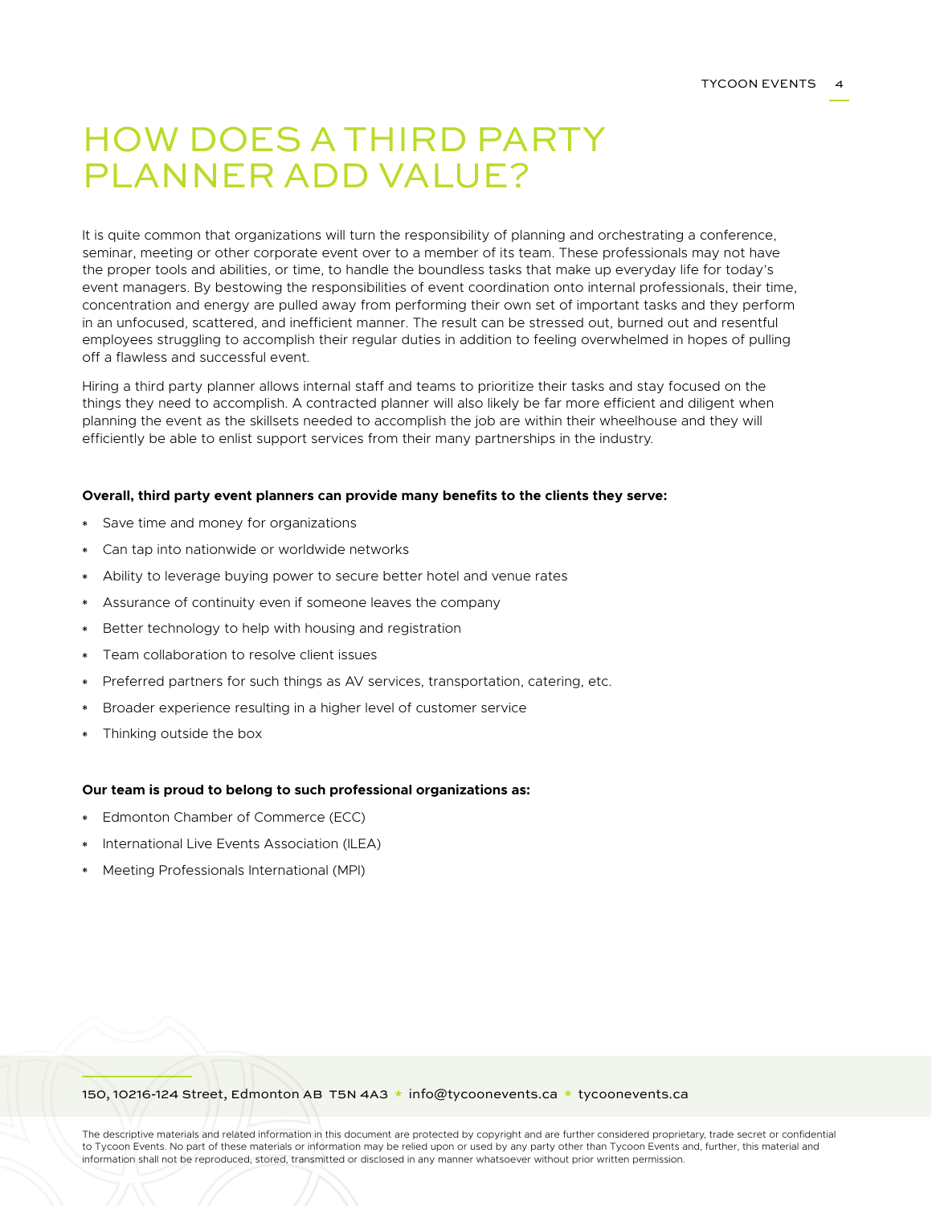# HOW DOES A THIRD PARTY PLANNER ADD VALUE?

It is quite common that organizations will turn the responsibility of planning and orchestrating a conference, seminar, meeting or other corporate event over to a member of its team. These professionals may not have the proper tools and abilities, or time, to handle the boundless tasks that make up everyday life for today's event managers. By bestowing the responsibilities of event coordination onto internal professionals, their time, concentration and energy are pulled away from performing their own set of important tasks and they perform in an unfocused, scattered, and inefficient manner. The result can be stressed out, burned out and resentful employees struggling to accomplish their regular duties in addition to feeling overwhelmed in hopes of pulling off a flawless and successful event.

Hiring a third party planner allows internal staff and teams to prioritize their tasks and stay focused on the things they need to accomplish. A contracted planner will also likely be far more efficient and diligent when planning the event as the skillsets needed to accomplish the job are within their wheelhouse and they will efficiently be able to enlist support services from their many partnerships in the industry.

**Overall, third party event planners can provide many benefits to the clients they serve:**

- Save time and money for organizations
- Can tap into nationwide or worldwide networks
- Ability to leverage buying power to secure better hotel and venue rates
- Assurance of continuity even if someone leaves the company
- Better technology to help with housing and registration
- Team collaboration to resolve client issues
- Preferred partners for such things as AV services, transportation, catering, etc.
- Broader experience resulting in a higher level of customer service
- Thinking outside the box

**Our team is proud to belong to such professional organizations as:**

- Edmonton Chamber of Commerce (ECC)
- International Live Events Association (ILEA)
- Meeting Professionals International (MPI)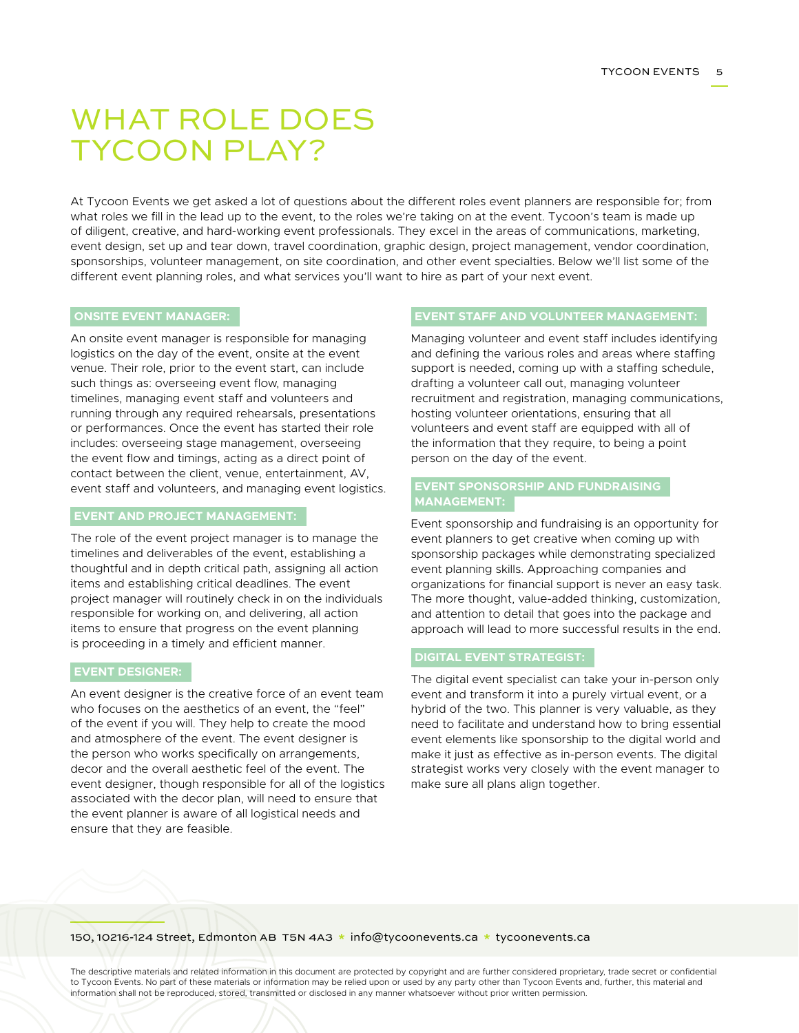# WHAT ROLE DOES TYCOON PLAY?

At Tycoon Events we get asked a lot of questions about the different roles event planners are responsible for; from what roles we fill in the lead up to the event, to the roles we're taking on at the event. Tycoon's team is made up of diligent, creative, and hard-working event professionals. They excel in the areas of communications, marketing, event design, set up and tear down, travel coordination, graphic design, project management, vendor coordination, sponsorships, volunteer management, on site coordination, and other event specialties. Below we'll list some of the different event planning roles, and what services you'll want to hire as part of your next event.

### ONSITE EVENT MANAGER:

An onsite event manager is responsible for managing logistics on the day of the event, onsite at the event venue. Their role, prior to the event start, can include such things as: overseeing event flow, managing timelines, managing event staff and volunteers and running through any required rehearsals, presentations or performances. Once the event has started their role includes: overseeing stage management, overseeing the event flow and timings, acting as a direct point of contact between the client, venue, entertainment, AV, event staff and volunteers, and managing event logistics.

### EVENT AND PROJECT MANAGEMENT:

The role of the event project manager is to manage the timelines and deliverables of the event, establishing a thoughtful and in depth critical path, assigning all action items and establishing critical deadlines. The event project manager will routinely check in on the individuals responsible for working on, and delivering, all action items to ensure that progress on the event planning is proceeding in a timely and efficient manner.

### EVENT DESIGNER:

An event designer is the creative force of an event team who focuses on the aesthetics of an event, the "feel" of the event if you will. They help to create the mood and atmosphere of the event. The event designer is the person who works specifically on arrangements, decor and the overall aesthetic feel of the event. The event designer, though responsible for all of the logistics associated with the decor plan, will need to ensure that the event planner is aware of all logistical needs and ensure that they are feasible.

### EVENT STAFF AND VOLUNTEER MANAGEMENT:

Managing volunteer and event staff includes identifying and defining the various roles and areas where staffing support is needed, coming up with a staffing schedule, drafting a volunteer call out, managing volunteer recruitment and registration, managing communications, hosting volunteer orientations, ensuring that all volunteers and event staff are equipped with all of the information that they require, to being a point person on the day of the event.

### EVENT SPONSORSHIP AND FUNDRAISING MANAGEMENT:

Event sponsorship and fundraising is an opportunity for event planners to get creative when coming up with sponsorship packages while demonstrating specialized event planning skills. Approaching companies and organizations for financial support is never an easy task. The more thought, value-added thinking, customization, and attention to detail that goes into the package and approach will lead to more successful results in the end.

### DIGITAL EVENT STRATEGIST:

The digital event specialist can take your in-person only event and transform it into a purely virtual event, or a hybrid of the two. This planner is very valuable, as they need to facilitate and understand how to bring essential event elements like sponsorship to the digital world and make it just as effective as in-person events. The digital strategist works very closely with the event manager to make sure all plans align together.

150, 10216-124 Street, Edmonton AB T5N 4A3 * info@tycoonevents.ca * tycoonevents.ca

The descriptive materials and related information in this document are protected by copyright and are further considered proprietary, trade secret or confidential to Tycoon Events. No part of these materials or information may be relied upon or used by any party other than Tycoon Events and, further, this material and information shall not be reproduced, stored, transmitted or disclosed in any manner whatsoever without prior written permission.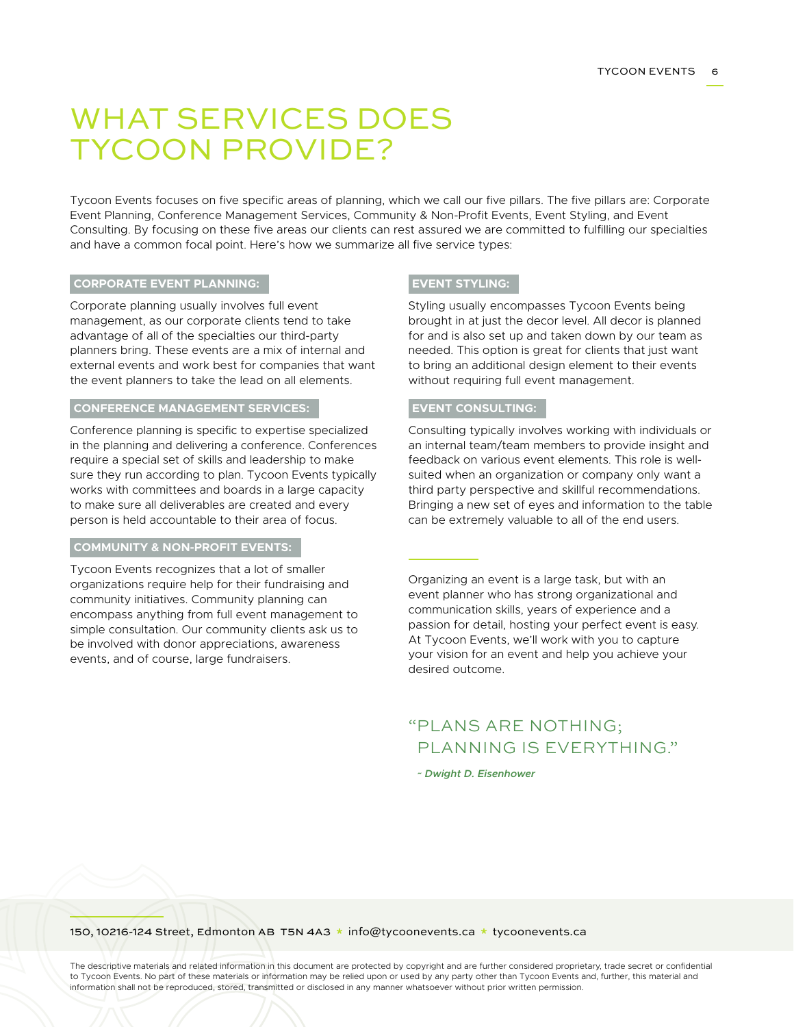# WHAT SERVICES DOES TYCOON PROVIDE?

Tycoon Events focuses on five specific areas of planning, which we call our five pillars. The five pillars are: Corporate Event Planning, Conference Management Services, Community & Non-Profit Events, Event Styling, and Event Consulting. By focusing on these five areas our clients can rest assured we are committed to fulfilling our specialties and have a common focal point. Here's how we summarize all five service types:

**CORPORATE EVENT PLANNING:**

Corporate planning usually involves full event management, as our corporate clients tend to take advantage of all of the specialties our third-party planners bring. These events are a mix of internal and external events and work best for companies that want the event planners to take the lead on all elements.

**CONFERENCE MANAGEMENT SERVICES:**

Conference planning is specific to expertise specialized in the planning and delivering a conference. Conferences require a special set of skills and leadership to make sure they run according to plan. Tycoon Events typically works with committees and boards in a large capacity to make sure all deliverables are created and every person is held accountable to their area of focus.

**COMMUNITY & NON-PROFIT EVENTS:**

Tycoon Events recognizes that a lot of smaller organizations require help for their fundraising and community initiatives. Community planning can encompass anything from full event management to simple consultation. Our community clients ask us to be involved with donor appreciations, awareness events, and of course, large fundraisers.

**EVENT STYLING:**

Styling usually encompasses Tycoon Events being brought in at just the decor level. All decor is planned for and is also set up and taken down by our team as needed. This option is great for clients that just want to bring an additional design element to their events without requiring full event management.

**EVENT CONSULTING:**

Consulting typically involves working with individuals or an internal team/team members to provide insight and feedback on various event elements. This role is well-suited when an organization or company only want a third party perspective and skillful recommendations. Bringing a new set of eyes and information to the table can be extremely valuable to all of the end users.

Organizing an event is a large task, but with an event planner who has strong organizational and communication skills, years of experience and a passion for detail, hosting your perfect event is easy. At Tycoon Events, we'll work with you to capture your vision for an event and help you achieve your desired outcome.

"PLANS ARE NOTHING; PLANNING IS EVERYTHING."

*~ Dwight D. Eisenhower*

150, 10216-124 Street, Edmonton AB T5N 4A3 * info@tycoonevents.ca * tycoonevents.ca

The descriptive materials and related information in this document are protected by copyright and are further considered proprietary, trade secret or confidential to Tycoon Events. No part of these materials or information may be relied upon or used by any party other than Tycoon Events and, further, this material and information shall not be reproduced, stored, transmitted or disclosed in any manner whatsoever without prior written permission.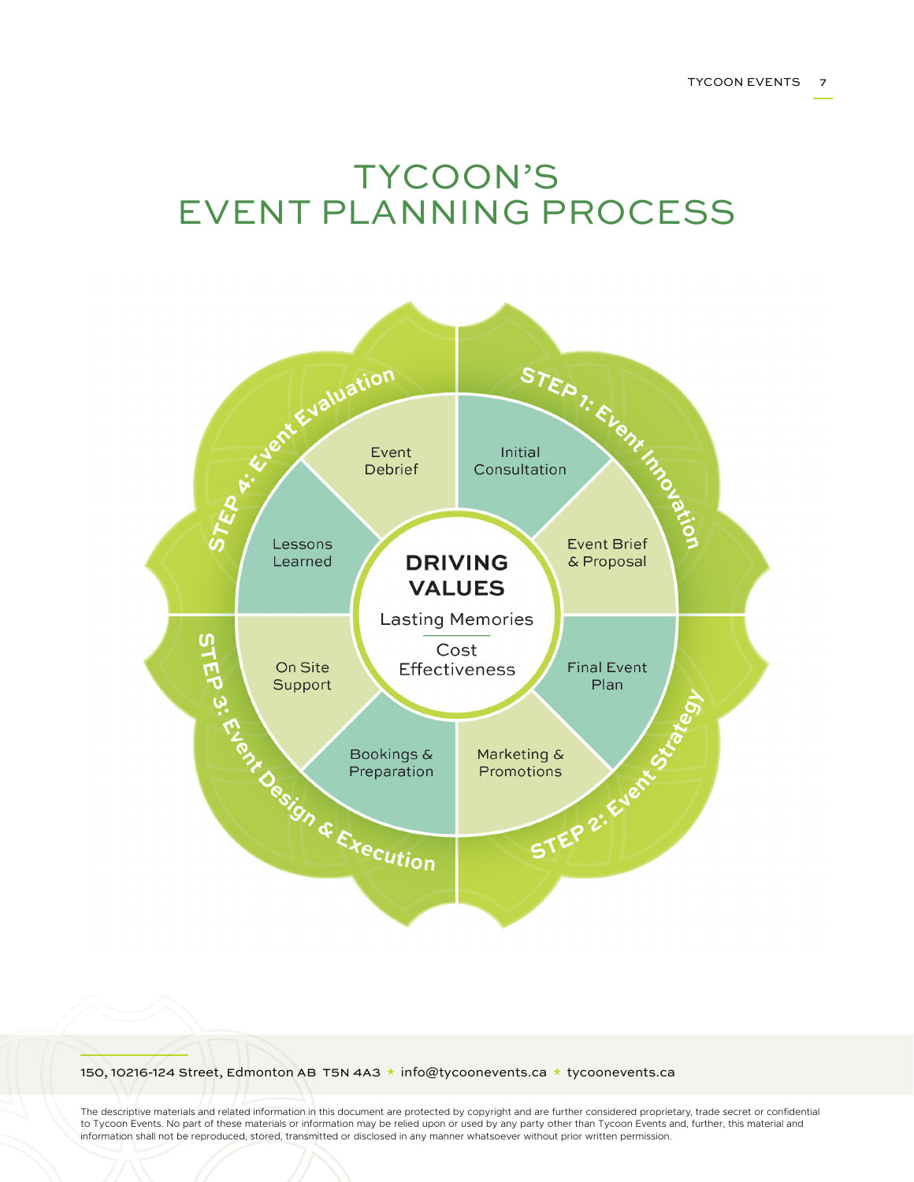# TYCOON'S EVENT PLANNING PROCESS

**STEP 1: Event Innovation**
- Initial Consultation
- Event Brief & Proposal

**STEP 2: Event Strategy**
- Final Event Plan
- Marketing & Promotions

**STEP 3: Event Design & Execution**
- Bookings & Preparation
- On Site Support

**STEP 4: Event Evaluation**
- Lessons Learned
- Event Debrief

**DRIVING VALUES**

Lasting Memories

Cost Effectiveness

150, 10216-124 Street, Edmonton AB T5N 4A3 * info@tycoonevents.ca * tycoonevents.ca

The descriptive materials and related information in this document are protected by copyright and are further considered proprietary, trade secret or confidential to Tycoon Events. No part of these materials or information may be relied upon or used by any party other than Tycoon Events and, further, this material and information shall not be reproduced, stored, transmitted or disclosed in any manner whatsoever without prior written permission.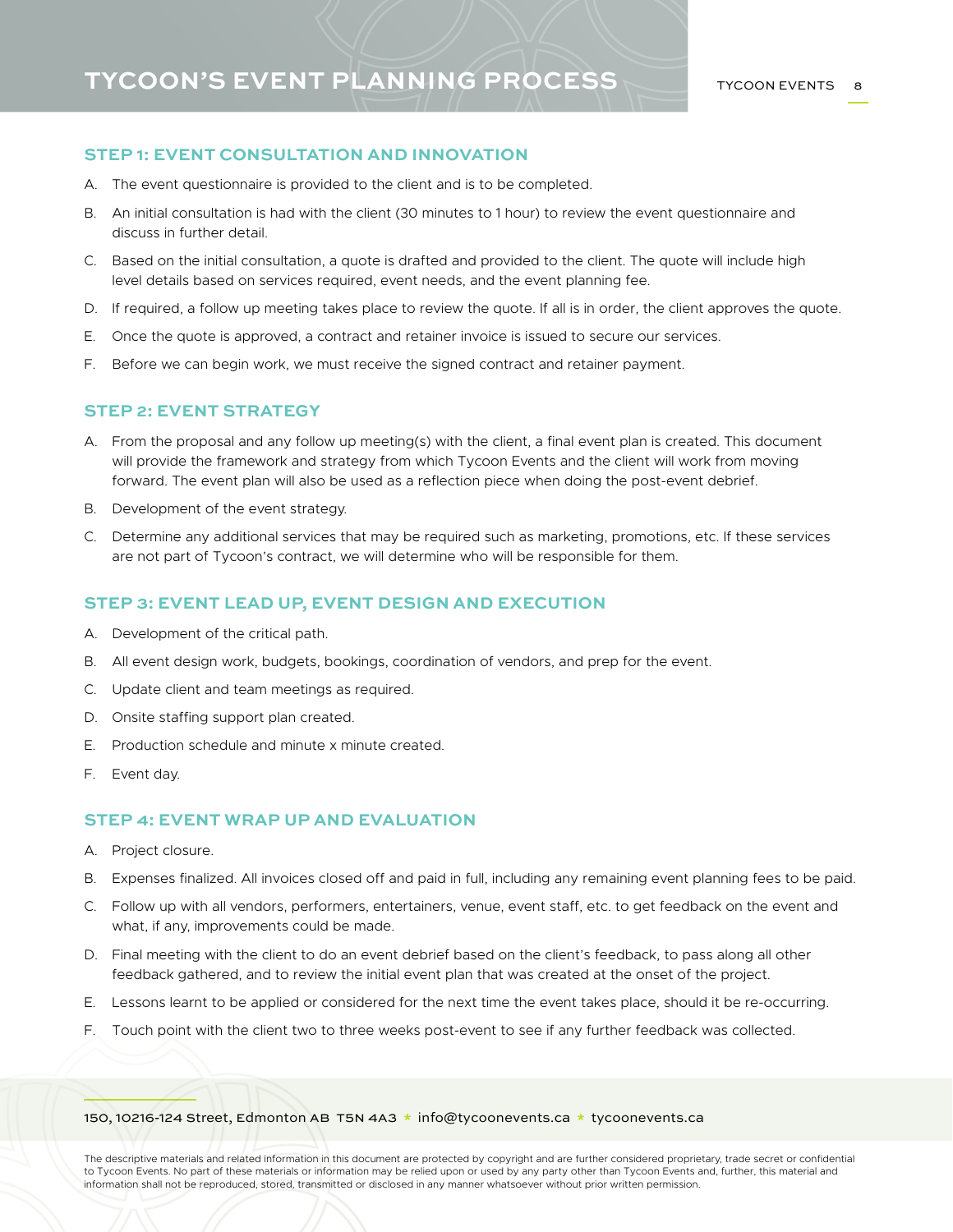# TYCOON'S EVENT PLANNING PROCESS

## STEP 1: EVENT CONSULTATION AND INNOVATION

A. The event questionnaire is provided to the client and is to be completed.

B. An initial consultation is had with the client (30 minutes to 1 hour) to review the event questionnaire and discuss in further detail.

C. Based on the initial consultation, a quote is drafted and provided to the client. The quote will include high level details based on services required, event needs, and the event planning fee.

D. If required, a follow up meeting takes place to review the quote. If all is in order, the client approves the quote.

E. Once the quote is approved, a contract and retainer invoice is issued to secure our services.

F. Before we can begin work, we must receive the signed contract and retainer payment.

## STEP 2: EVENT STRATEGY

A. From the proposal and any follow up meeting(s) with the client, a final event plan is created. This document will provide the framework and strategy from which Tycoon Events and the client will work from moving forward. The event plan will also be used as a reflection piece when doing the post-event debrief.

B. Development of the event strategy.

C. Determine any additional services that may be required such as marketing, promotions, etc. If these services are not part of Tycoon's contract, we will determine who will be responsible for them.

## STEP 3: EVENT LEAD UP, EVENT DESIGN AND EXECUTION

A. Development of the critical path.

B. All event design work, budgets, bookings, coordination of vendors, and prep for the event.

C. Update client and team meetings as required.

D. Onsite staffing support plan created.

E. Production schedule and minute x minute created.

F. Event day.

## STEP 4: EVENT WRAP UP AND EVALUATION

A. Project closure.

B. Expenses finalized. All invoices closed off and paid in full, including any remaining event planning fees to be paid.

C. Follow up with all vendors, performers, entertainers, venue, event staff, etc. to get feedback on the event and what, if any, improvements could be made.

D. Final meeting with the client to do an event debrief based on the client's feedback, to pass along all other feedback gathered, and to review the initial event plan that was created at the onset of the project.

E. Lessons learnt to be applied or considered for the next time the event takes place, should it be re-occurring.

F. Touch point with the client two to three weeks post-event to see if any further feedback was collected.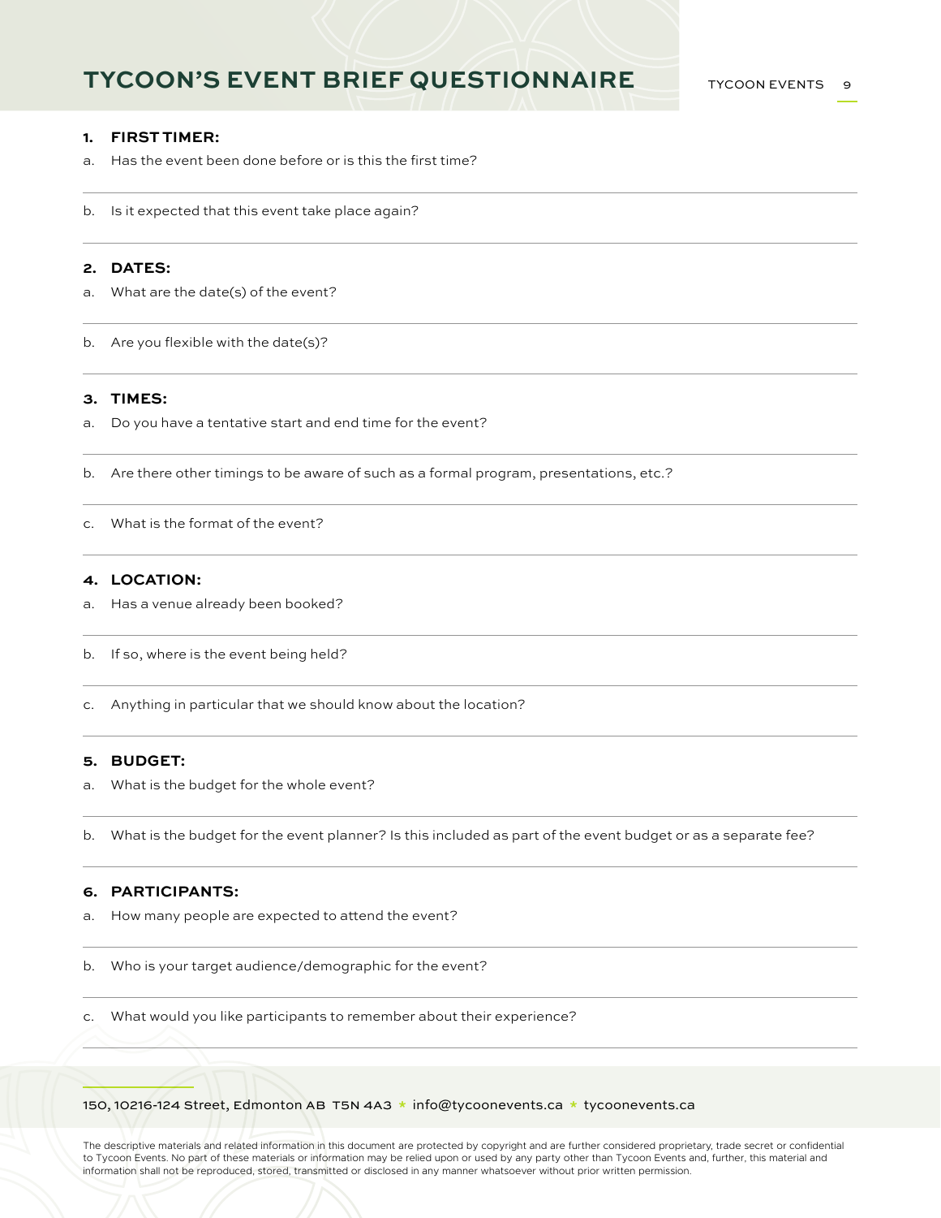# TYCOON'S EVENT BRIEF QUESTIONNAIRE

**1. FIRST TIMER:**

a. Has the event been done before or is this the first time?

b. Is it expected that this event take place again?

**2. DATES:**

a. What are the date(s) of the event?

b. Are you flexible with the date(s)?

**3. TIMES:**

a. Do you have a tentative start and end time for the event?

b. Are there other timings to be aware of such as a formal program, presentations, etc.?

c. What is the format of the event?

**4. LOCATION:**

a. Has a venue already been booked?

b. If so, where is the event being held?

c. Anything in particular that we should know about the location?

**5. BUDGET:**

a. What is the budget for the whole event?

b. What is the budget for the event planner? Is this included as part of the event budget or as a separate fee?

**6. PARTICIPANTS:**

a. How many people are expected to attend the event?

b. Who is your target audience/demographic for the event?

c. What would you like participants to remember about their experience?

150, 10216-124 Street, Edmonton AB T5N 4A3 * info@tycoonevents.ca * tycoonevents.ca

The descriptive materials and related information in this document are protected by copyright and are further considered proprietary, trade secret or confidential to Tycoon Events. No part of these materials or information may be relied upon or used by any party other than Tycoon Events and, further, this material and information shall not be reproduced, stored, transmitted or disclosed in any manner whatsoever without prior written permission.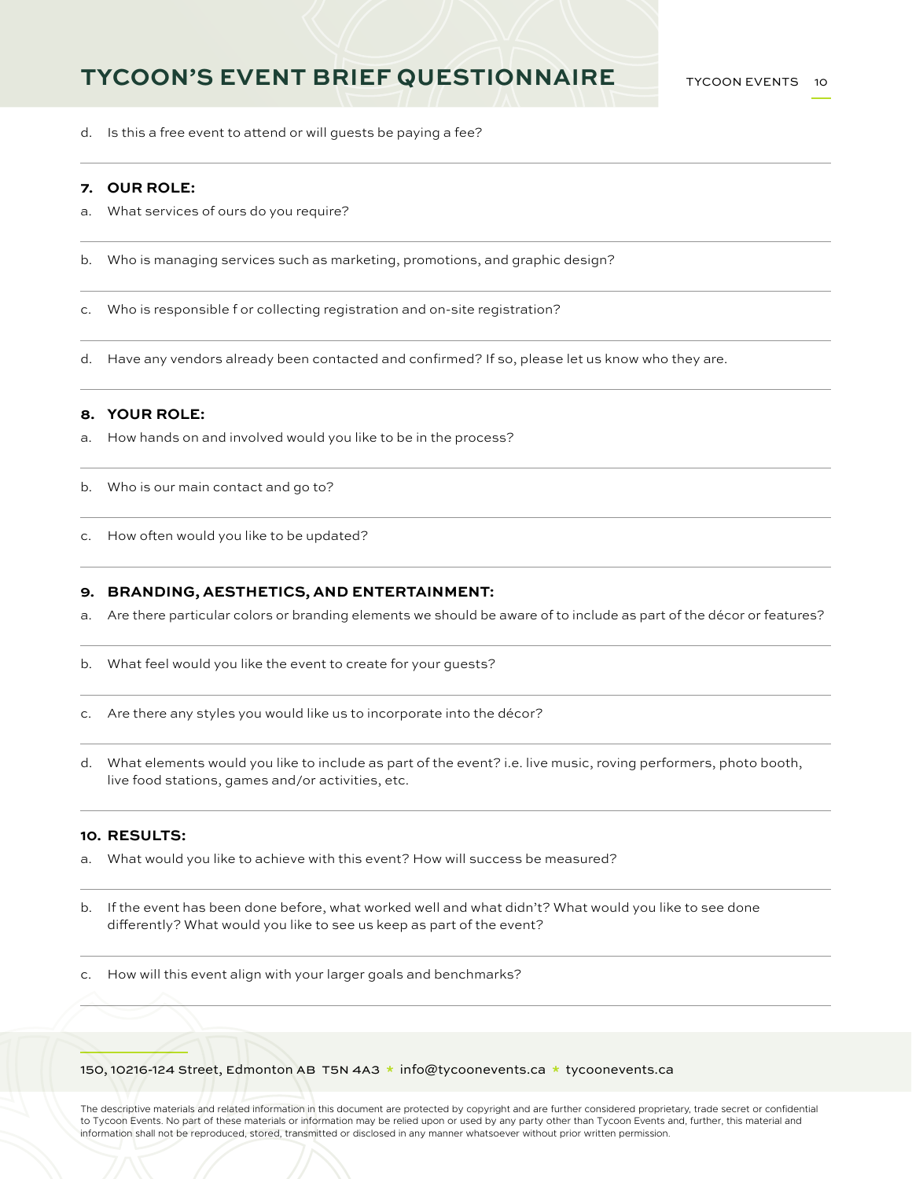d. Is this a free event to attend or will guests be paying a fee?

## 7. OUR ROLE:

a. What services of ours do you require?

b. Who is managing services such as marketing, promotions, and graphic design?

c. Who is responsible f or collecting registration and on-site registration?

d. Have any vendors already been contacted and confirmed? If so, please let us know who they are.

## 8. YOUR ROLE:

a. How hands on and involved would you like to be in the process?

b. Who is our main contact and go to?

c. How often would you like to be updated?

## 9. BRANDING, AESTHETICS, AND ENTERTAINMENT:

a. Are there particular colors or branding elements we should be aware of to include as part of the décor or features?

b. What feel would you like the event to create for your guests?

c. Are there any styles you would like us to incorporate into the décor?

d. What elements would you like to include as part of the event? i.e. live music, roving performers, photo booth, live food stations, games and/or activities, etc.

## 10. RESULTS:

a. What would you like to achieve with this event? How will success be measured?

b. If the event has been done before, what worked well and what didn't? What would you like to see done differently? What would you like to see us keep as part of the event?

c. How will this event align with your larger goals and benchmarks?

150, 10216-124 Street, Edmonton AB T5N 4A3 * info@tycoonevents.ca * tycoonevents.ca

The descriptive materials and related information in this document are protected by copyright and are further considered proprietary, trade secret or confidential to Tycoon Events. No part of these materials or information may be relied upon or used by any party other than Tycoon Events and, further, this material and information shall not be reproduced, stored, transmitted or disclosed in any manner whatsoever without prior written permission.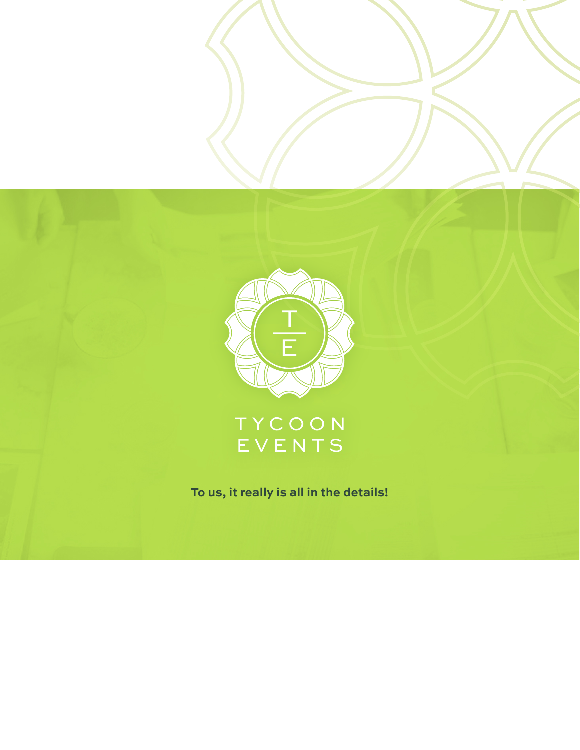TYCOON
EVENTS

**To us, it really is all in the details!**